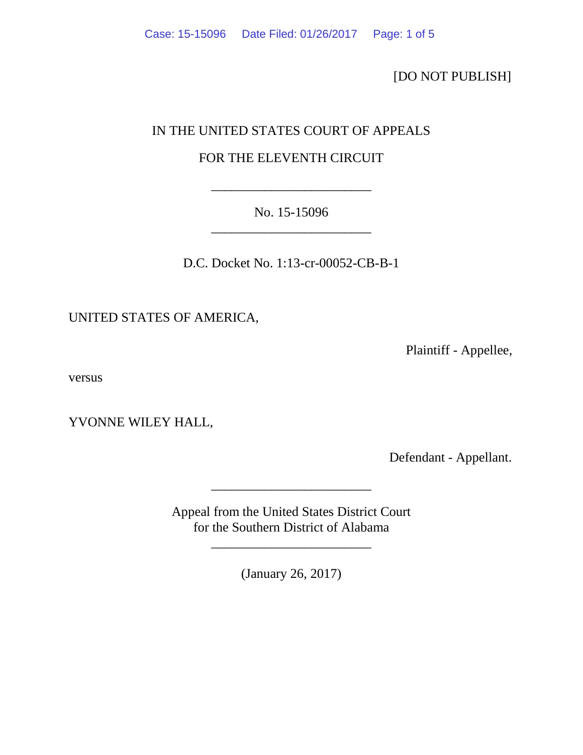[DO NOT PUBLISH]

IN THE UNITED STATES COURT OF APPEALS

FOR THE ELEVENTH CIRCUIT

________________________

No. 15-15096

________________________

D.C. Docket No. 1:13-cr-00052-CB-B-1

UNITED STATES OF AMERICA,

Plaintiff - Appellee,

versus

YVONNE WILEY HALL,

Defendant - Appellant.

________________________

Appeal from the United States District Court
for the Southern District of Alabama

________________________

(January 26, 2017)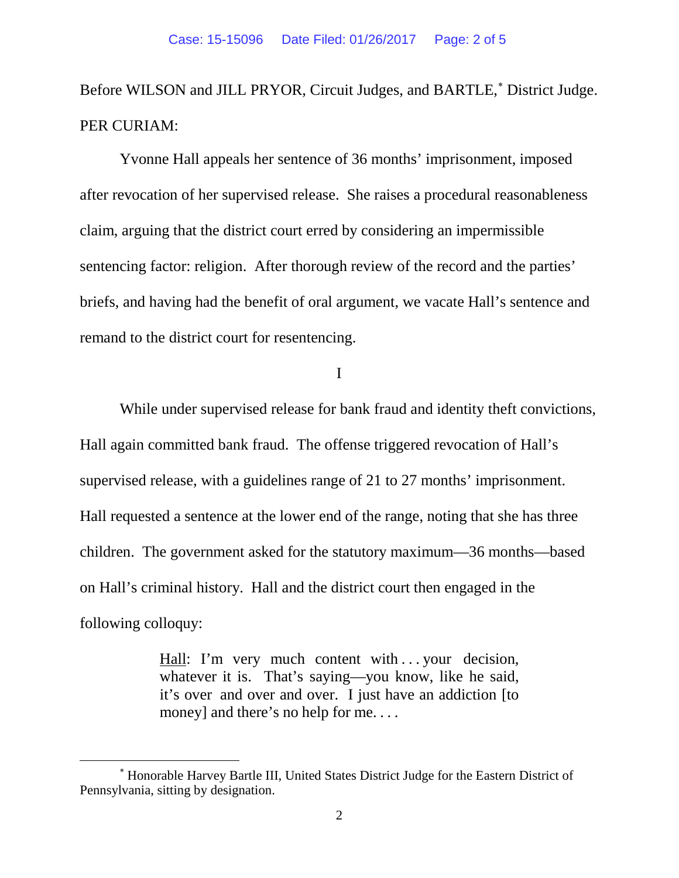Before WILSON and JILL PRYOR, Circuit Judges, and BARTLE,* District Judge.

PER CURIAM:

Yvonne Hall appeals her sentence of 36 months' imprisonment, imposed after revocation of her supervised release. She raises a procedural reasonableness claim, arguing that the district court erred by considering an impermissible sentencing factor: religion. After thorough review of the record and the parties' briefs, and having had the benefit of oral argument, we vacate Hall's sentence and remand to the district court for resentencing.

I

While under supervised release for bank fraud and identity theft convictions, Hall again committed bank fraud. The offense triggered revocation of Hall's supervised release, with a guidelines range of 21 to 27 months' imprisonment. Hall requested a sentence at the lower end of the range, noting that she has three children. The government asked for the statutory maximum—36 months—based on Hall's criminal history. Hall and the district court then engaged in the following colloquy:

> Hall: I'm very much content with . . . your decision, whatever it is. That's saying—you know, like he said, it's over and over and over. I just have an addiction [to money] and there's no help for me. . . .

---

* Honorable Harvey Bartle III, United States District Judge for the Eastern District of Pennsylvania, sitting by designation.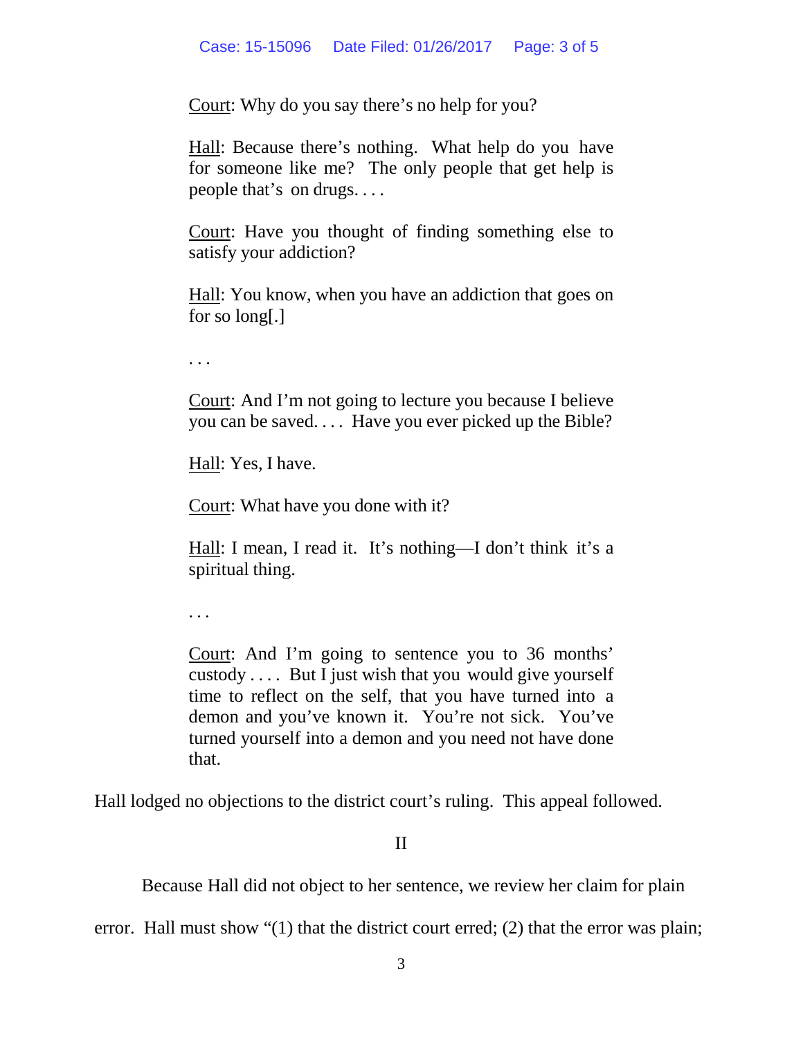> Court: Why do you say there's no help for you?
>
> Hall: Because there's nothing. What help do you have for someone like me? The only people that get help is people that's on drugs. . . .
>
> Court: Have you thought of finding something else to satisfy your addiction?
>
> Hall: You know, when you have an addiction that goes on for so long[.]
>
> . . .
>
> Court: And I'm not going to lecture you because I believe you can be saved. . . . Have you ever picked up the Bible?
>
> Hall: Yes, I have.
>
> Court: What have you done with it?
>
> Hall: I mean, I read it. It's nothing—I don't think it's a spiritual thing.
>
> . . .
>
> Court: And I'm going to sentence you to 36 months' custody . . . . But I just wish that you would give yourself time to reflect on the self, that you have turned into a demon and you've known it. You're not sick. You've turned yourself into a demon and you need not have done that.

Hall lodged no objections to the district court's ruling. This appeal followed.

## II

Because Hall did not object to her sentence, we review her claim for plain error. Hall must show "(1) that the district court erred; (2) that the error was plain;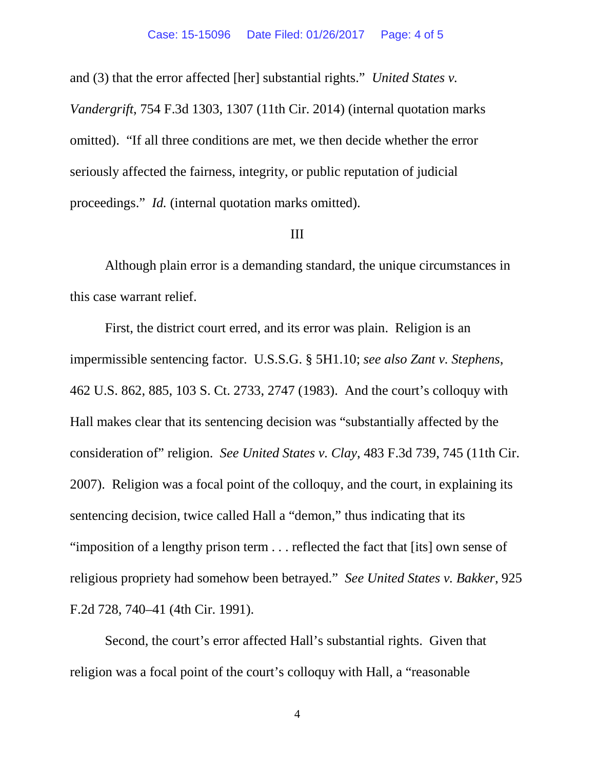and (3) that the error affected [her] substantial rights." *United States v. Vandergrift*, 754 F.3d 1303, 1307 (11th Cir. 2014) (internal quotation marks omitted). "If all three conditions are met, we then decide whether the error seriously affected the fairness, integrity, or public reputation of judicial proceedings." *Id.* (internal quotation marks omitted).

III

Although plain error is a demanding standard, the unique circumstances in this case warrant relief.

First, the district court erred, and its error was plain. Religion is an impermissible sentencing factor. U.S.S.G. § 5H1.10; *see also Zant v. Stephens*, 462 U.S. 862, 885, 103 S. Ct. 2733, 2747 (1983). And the court's colloquy with Hall makes clear that its sentencing decision was "substantially affected by the consideration of" religion. *See United States v. Clay*, 483 F.3d 739, 745 (11th Cir. 2007). Religion was a focal point of the colloquy, and the court, in explaining its sentencing decision, twice called Hall a "demon," thus indicating that its "imposition of a lengthy prison term . . . reflected the fact that [its] own sense of religious propriety had somehow been betrayed." *See United States v. Bakker*, 925 F.2d 728, 740–41 (4th Cir. 1991).

Second, the court's error affected Hall's substantial rights. Given that religion was a focal point of the court's colloquy with Hall, a "reasonable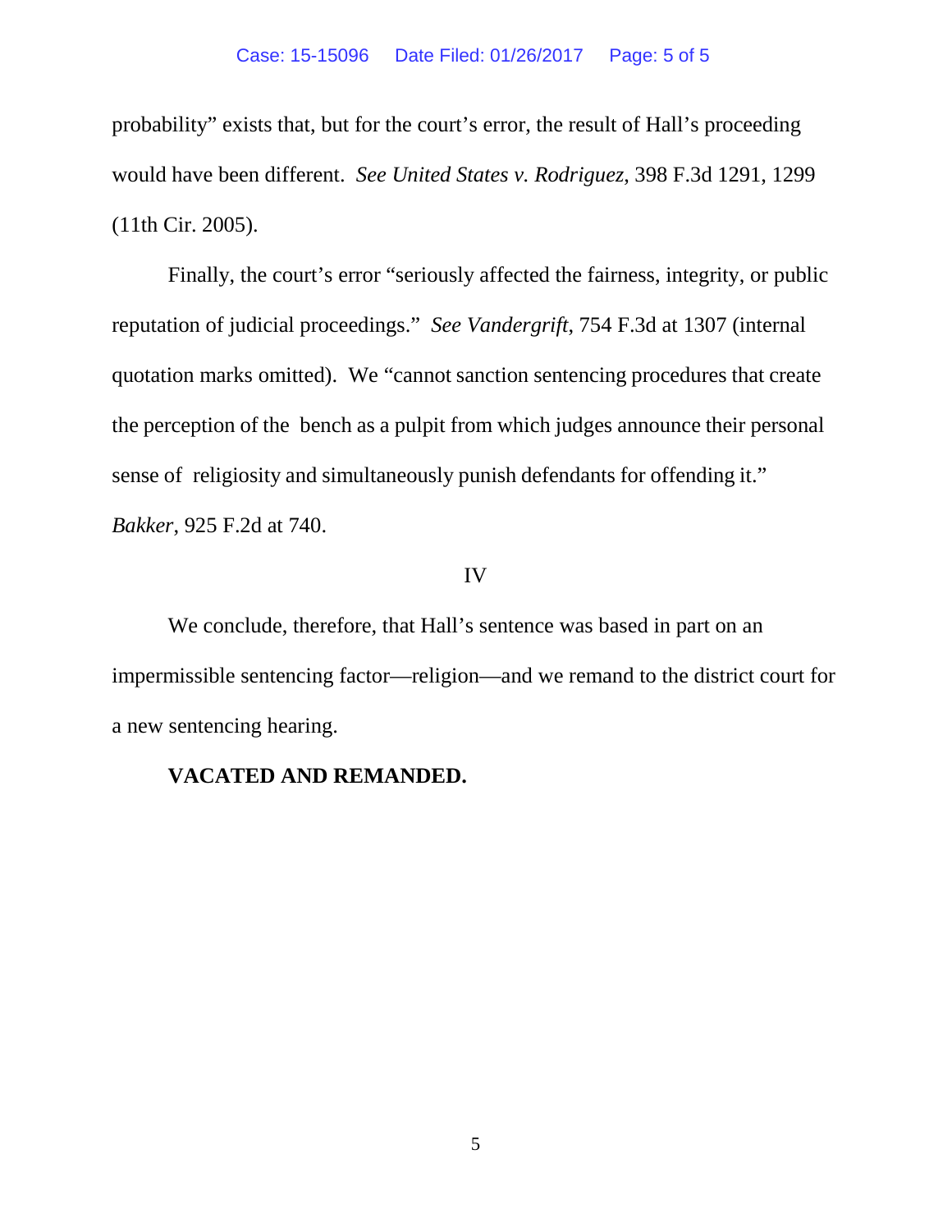probability" exists that, but for the court's error, the result of Hall's proceeding would have been different. *See United States v. Rodriguez*, 398 F.3d 1291, 1299 (11th Cir. 2005).

Finally, the court's error "seriously affected the fairness, integrity, or public reputation of judicial proceedings." *See Vandergrift*, 754 F.3d at 1307 (internal quotation marks omitted). We "cannot sanction sentencing procedures that create the perception of the bench as a pulpit from which judges announce their personal sense of religiosity and simultaneously punish defendants for offending it." *Bakker*, 925 F.2d at 740.

IV

We conclude, therefore, that Hall's sentence was based in part on an impermissible sentencing factor—religion—and we remand to the district court for a new sentencing hearing.

**VACATED AND REMANDED.**